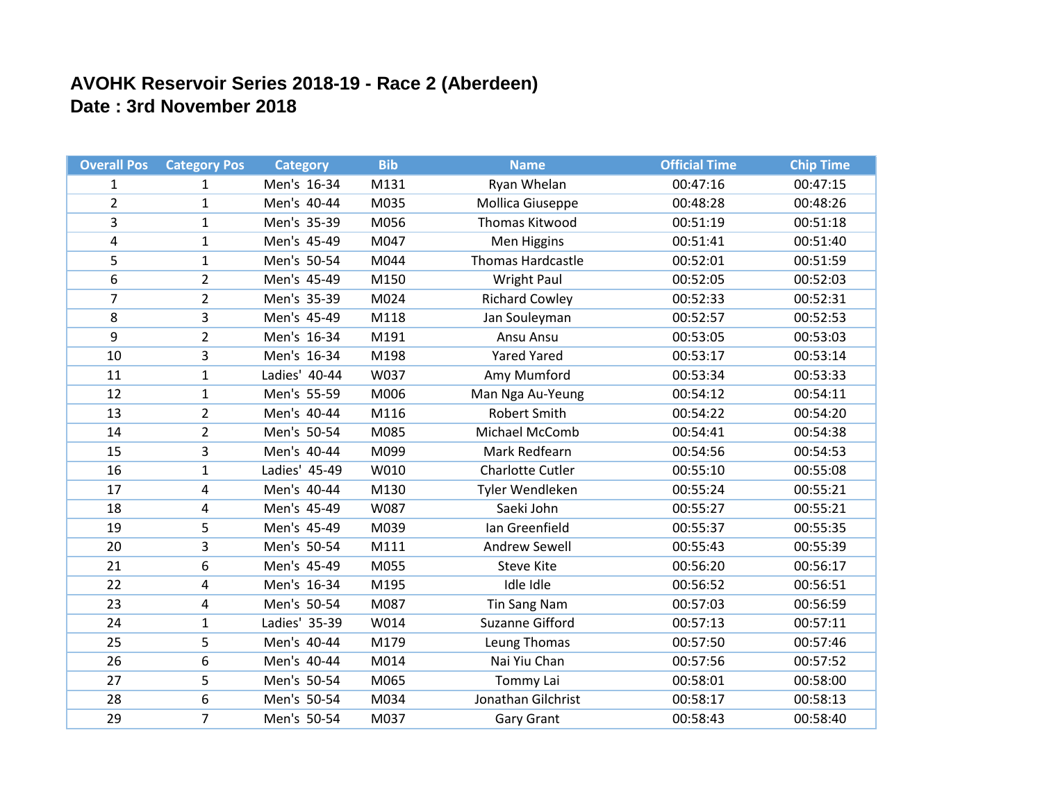# AVOHK Reservoir Series 2018-19 - Race 2 (Aberdeen)
## Date : 3rd November 2018

| Overall Pos | Category Pos | Category | Bib | Name | Official Time | Chip Time |
|---|---|---|---|---|---|---|
| 1 | 1 | Men's 16-34 | M131 | Ryan Whelan | 00:47:16 | 00:47:15 |
| 2 | 1 | Men's 40-44 | M035 | Mollica Giuseppe | 00:48:28 | 00:48:26 |
| 3 | 1 | Men's 35-39 | M056 | Thomas Kitwood | 00:51:19 | 00:51:18 |
| 4 | 1 | Men's 45-49 | M047 | Men Higgins | 00:51:41 | 00:51:40 |
| 5 | 1 | Men's 50-54 | M044 | Thomas Hardcastle | 00:52:01 | 00:51:59 |
| 6 | 2 | Men's 45-49 | M150 | Wright Paul | 00:52:05 | 00:52:03 |
| 7 | 2 | Men's 35-39 | M024 | Richard Cowley | 00:52:33 | 00:52:31 |
| 8 | 3 | Men's 45-49 | M118 | Jan Souleyman | 00:52:57 | 00:52:53 |
| 9 | 2 | Men's 16-34 | M191 | Ansu Ansu | 00:53:05 | 00:53:03 |
| 10 | 3 | Men's 16-34 | M198 | Yared Yared | 00:53:17 | 00:53:14 |
| 11 | 1 | Ladies' 40-44 | W037 | Amy Mumford | 00:53:34 | 00:53:33 |
| 12 | 1 | Men's 55-59 | M006 | Man Nga Au-Yeung | 00:54:12 | 00:54:11 |
| 13 | 2 | Men's 40-44 | M116 | Robert Smith | 00:54:22 | 00:54:20 |
| 14 | 2 | Men's 50-54 | M085 | Michael McComb | 00:54:41 | 00:54:38 |
| 15 | 3 | Men's 40-44 | M099 | Mark Redfearn | 00:54:56 | 00:54:53 |
| 16 | 1 | Ladies' 45-49 | W010 | Charlotte Cutler | 00:55:10 | 00:55:08 |
| 17 | 4 | Men's 40-44 | M130 | Tyler Wendleken | 00:55:24 | 00:55:21 |
| 18 | 4 | Men's 45-49 | W087 | Saeki John | 00:55:27 | 00:55:21 |
| 19 | 5 | Men's 45-49 | M039 | Ian Greenfield | 00:55:37 | 00:55:35 |
| 20 | 3 | Men's 50-54 | M111 | Andrew Sewell | 00:55:43 | 00:55:39 |
| 21 | 6 | Men's 45-49 | M055 | Steve Kite | 00:56:20 | 00:56:17 |
| 22 | 4 | Men's 16-34 | M195 | Idle Idle | 00:56:52 | 00:56:51 |
| 23 | 4 | Men's 50-54 | M087 | Tin Sang Nam | 00:57:03 | 00:56:59 |
| 24 | 1 | Ladies' 35-39 | W014 | Suzanne Gifford | 00:57:13 | 00:57:11 |
| 25 | 5 | Men's 40-44 | M179 | Leung Thomas | 00:57:50 | 00:57:46 |
| 26 | 6 | Men's 40-44 | M014 | Nai Yiu Chan | 00:57:56 | 00:57:52 |
| 27 | 5 | Men's 50-54 | M065 | Tommy Lai | 00:58:01 | 00:58:00 |
| 28 | 6 | Men's 50-54 | M034 | Jonathan Gilchrist | 00:58:17 | 00:58:13 |
| 29 | 7 | Men's 50-54 | M037 | Gary Grant | 00:58:43 | 00:58:40 |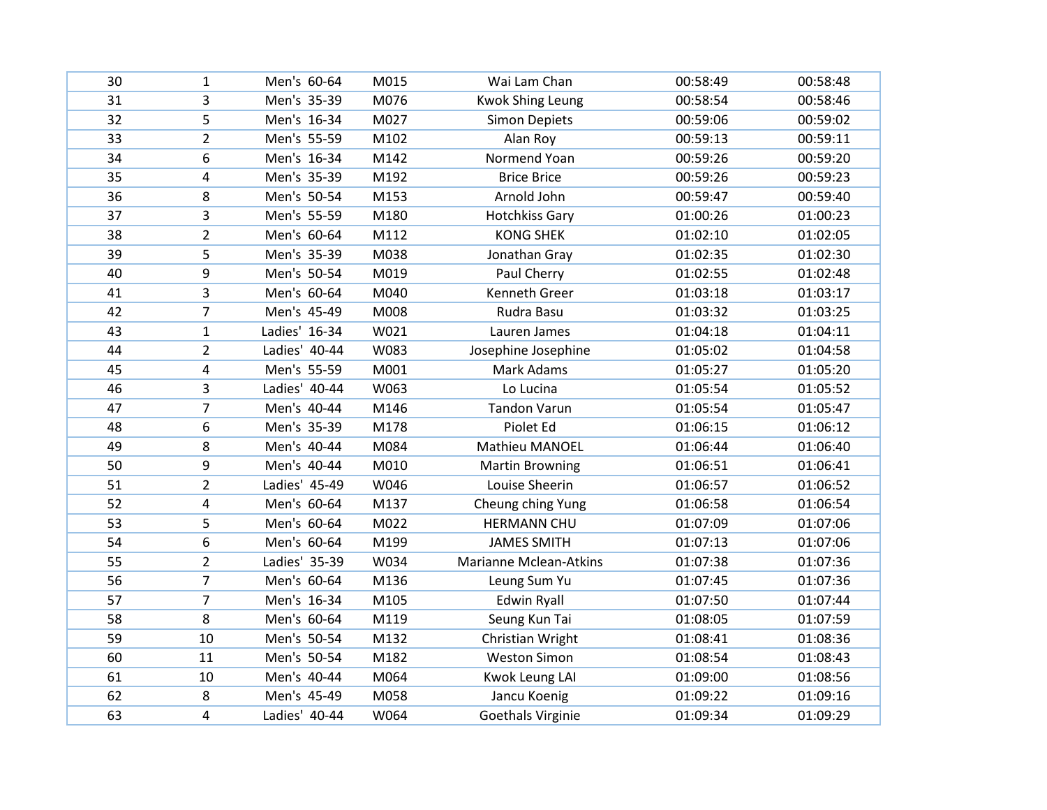| | | | | | | |
|---|---|---|---|---|---|---|
| 30 | 1 | Men's 60-64 | M015 | Wai Lam Chan | 00:58:49 | 00:58:48 |
| 31 | 3 | Men's 35-39 | M076 | Kwok Shing Leung | 00:58:54 | 00:58:46 |
| 32 | 5 | Men's 16-34 | M027 | Simon Depiets | 00:59:06 | 00:59:02 |
| 33 | 2 | Men's 55-59 | M102 | Alan Roy | 00:59:13 | 00:59:11 |
| 34 | 6 | Men's 16-34 | M142 | Normend Yoan | 00:59:26 | 00:59:20 |
| 35 | 4 | Men's 35-39 | M192 | Brice Brice | 00:59:26 | 00:59:23 |
| 36 | 8 | Men's 50-54 | M153 | Arnold John | 00:59:47 | 00:59:40 |
| 37 | 3 | Men's 55-59 | M180 | Hotchkiss Gary | 01:00:26 | 01:00:23 |
| 38 | 2 | Men's 60-64 | M112 | KONG SHEK | 01:02:10 | 01:02:05 |
| 39 | 5 | Men's 35-39 | M038 | Jonathan Gray | 01:02:35 | 01:02:30 |
| 40 | 9 | Men's 50-54 | M019 | Paul Cherry | 01:02:55 | 01:02:48 |
| 41 | 3 | Men's 60-64 | M040 | Kenneth Greer | 01:03:18 | 01:03:17 |
| 42 | 7 | Men's 45-49 | M008 | Rudra Basu | 01:03:32 | 01:03:25 |
| 43 | 1 | Ladies' 16-34 | W021 | Lauren James | 01:04:18 | 01:04:11 |
| 44 | 2 | Ladies' 40-44 | W083 | Josephine Josephine | 01:05:02 | 01:04:58 |
| 45 | 4 | Men's 55-59 | M001 | Mark Adams | 01:05:27 | 01:05:20 |
| 46 | 3 | Ladies' 40-44 | W063 | Lo Lucina | 01:05:54 | 01:05:52 |
| 47 | 7 | Men's 40-44 | M146 | Tandon Varun | 01:05:54 | 01:05:47 |
| 48 | 6 | Men's 35-39 | M178 | Piolet Ed | 01:06:15 | 01:06:12 |
| 49 | 8 | Men's 40-44 | M084 | Mathieu MANOEL | 01:06:44 | 01:06:40 |
| 50 | 9 | Men's 40-44 | M010 | Martin Browning | 01:06:51 | 01:06:41 |
| 51 | 2 | Ladies' 45-49 | W046 | Louise Sheerin | 01:06:57 | 01:06:52 |
| 52 | 4 | Men's 60-64 | M137 | Cheung ching Yung | 01:06:58 | 01:06:54 |
| 53 | 5 | Men's 60-64 | M022 | HERMANN CHU | 01:07:09 | 01:07:06 |
| 54 | 6 | Men's 60-64 | M199 | JAMES SMITH | 01:07:13 | 01:07:06 |
| 55 | 2 | Ladies' 35-39 | W034 | Marianne Mclean-Atkins | 01:07:38 | 01:07:36 |
| 56 | 7 | Men's 60-64 | M136 | Leung Sum Yu | 01:07:45 | 01:07:36 |
| 57 | 7 | Men's 16-34 | M105 | Edwin Ryall | 01:07:50 | 01:07:44 |
| 58 | 8 | Men's 60-64 | M119 | Seung Kun Tai | 01:08:05 | 01:07:59 |
| 59 | 10 | Men's 50-54 | M132 | Christian Wright | 01:08:41 | 01:08:36 |
| 60 | 11 | Men's 50-54 | M182 | Weston Simon | 01:08:54 | 01:08:43 |
| 61 | 10 | Men's 40-44 | M064 | Kwok Leung LAI | 01:09:00 | 01:08:56 |
| 62 | 8 | Men's 45-49 | M058 | Jancu Koenig | 01:09:22 | 01:09:16 |
| 63 | 4 | Ladies' 40-44 | W064 | Goethals Virginie | 01:09:34 | 01:09:29 |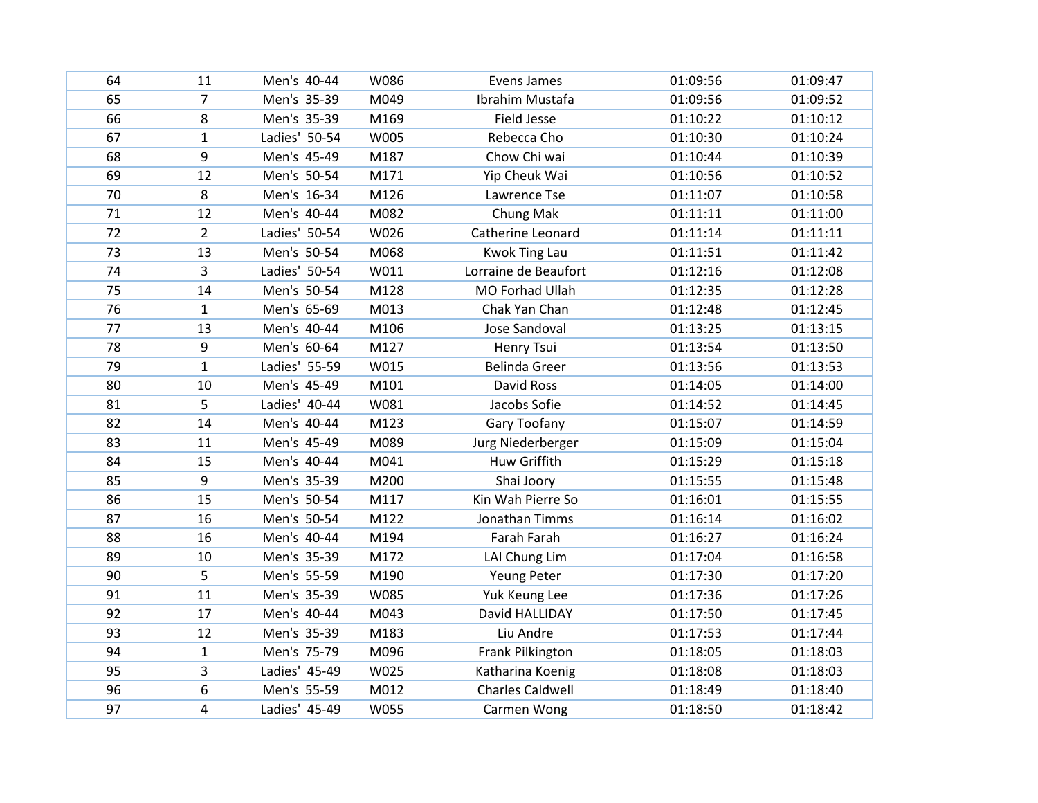| | | | | | | |
|---|---|---|---|---|---|---|
| 64 | 11 | Men's 40-44 | W086 | Evens James | 01:09:56 | 01:09:47 |
| 65 | 7 | Men's 35-39 | M049 | Ibrahim Mustafa | 01:09:56 | 01:09:52 |
| 66 | 8 | Men's 35-39 | M169 | Field Jesse | 01:10:22 | 01:10:12 |
| 67 | 1 | Ladies' 50-54 | W005 | Rebecca Cho | 01:10:30 | 01:10:24 |
| 68 | 9 | Men's 45-49 | M187 | Chow Chi wai | 01:10:44 | 01:10:39 |
| 69 | 12 | Men's 50-54 | M171 | Yip Cheuk Wai | 01:10:56 | 01:10:52 |
| 70 | 8 | Men's 16-34 | M126 | Lawrence Tse | 01:11:07 | 01:10:58 |
| 71 | 12 | Men's 40-44 | M082 | Chung Mak | 01:11:11 | 01:11:00 |
| 72 | 2 | Ladies' 50-54 | W026 | Catherine Leonard | 01:11:14 | 01:11:11 |
| 73 | 13 | Men's 50-54 | M068 | Kwok Ting Lau | 01:11:51 | 01:11:42 |
| 74 | 3 | Ladies' 50-54 | W011 | Lorraine de Beaufort | 01:12:16 | 01:12:08 |
| 75 | 14 | Men's 50-54 | M128 | MO Forhad Ullah | 01:12:35 | 01:12:28 |
| 76 | 1 | Men's 65-69 | M013 | Chak Yan Chan | 01:12:48 | 01:12:45 |
| 77 | 13 | Men's 40-44 | M106 | Jose Sandoval | 01:13:25 | 01:13:15 |
| 78 | 9 | Men's 60-64 | M127 | Henry Tsui | 01:13:54 | 01:13:50 |
| 79 | 1 | Ladies' 55-59 | W015 | Belinda Greer | 01:13:56 | 01:13:53 |
| 80 | 10 | Men's 45-49 | M101 | David Ross | 01:14:05 | 01:14:00 |
| 81 | 5 | Ladies' 40-44 | W081 | Jacobs Sofie | 01:14:52 | 01:14:45 |
| 82 | 14 | Men's 40-44 | M123 | Gary Toofany | 01:15:07 | 01:14:59 |
| 83 | 11 | Men's 45-49 | M089 | Jurg Niederberger | 01:15:09 | 01:15:04 |
| 84 | 15 | Men's 40-44 | M041 | Huw Griffith | 01:15:29 | 01:15:18 |
| 85 | 9 | Men's 35-39 | M200 | Shai Joory | 01:15:55 | 01:15:48 |
| 86 | 15 | Men's 50-54 | M117 | Kin Wah Pierre So | 01:16:01 | 01:15:55 |
| 87 | 16 | Men's 50-54 | M122 | Jonathan Timms | 01:16:14 | 01:16:02 |
| 88 | 16 | Men's 40-44 | M194 | Farah Farah | 01:16:27 | 01:16:24 |
| 89 | 10 | Men's 35-39 | M172 | LAI Chung Lim | 01:17:04 | 01:16:58 |
| 90 | 5 | Men's 55-59 | M190 | Yeung Peter | 01:17:30 | 01:17:20 |
| 91 | 11 | Men's 35-39 | W085 | Yuk Keung Lee | 01:17:36 | 01:17:26 |
| 92 | 17 | Men's 40-44 | M043 | David HALLIDAY | 01:17:50 | 01:17:45 |
| 93 | 12 | Men's 35-39 | M183 | Liu Andre | 01:17:53 | 01:17:44 |
| 94 | 1 | Men's 75-79 | M096 | Frank Pilkington | 01:18:05 | 01:18:03 |
| 95 | 3 | Ladies' 45-49 | W025 | Katharina Koenig | 01:18:08 | 01:18:03 |
| 96 | 6 | Men's 55-59 | M012 | Charles Caldwell | 01:18:49 | 01:18:40 |
| 97 | 4 | Ladies' 45-49 | W055 | Carmen Wong | 01:18:50 | 01:18:42 |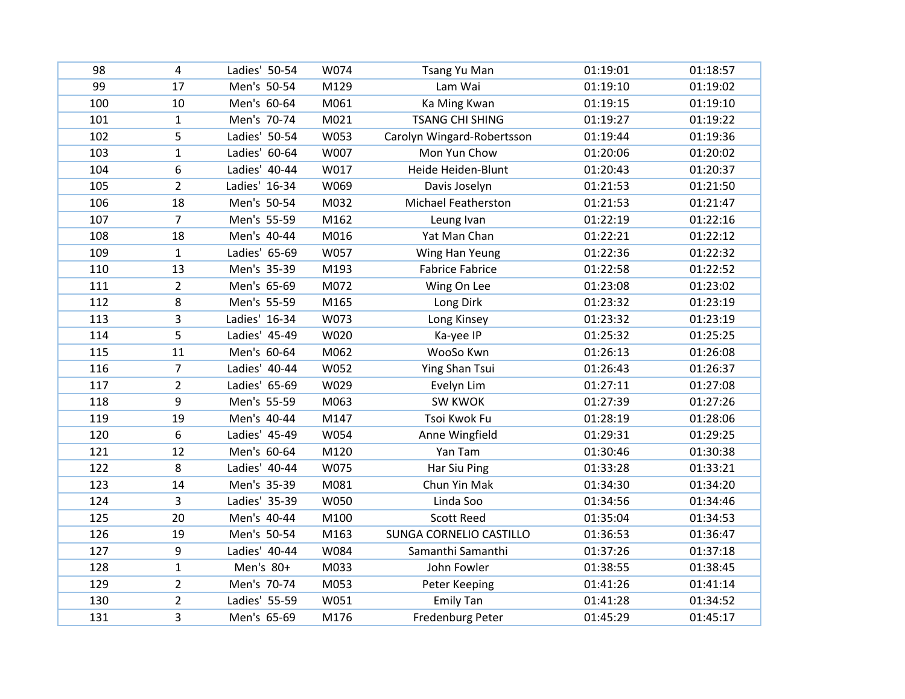| | | | | | | |
|---|---|---|---|---|---|---|
| 98 | 4 | Ladies' 50-54 | W074 | Tsang Yu Man | 01:19:01 | 01:18:57 |
| 99 | 17 | Men's 50-54 | M129 | Lam Wai | 01:19:10 | 01:19:02 |
| 100 | 10 | Men's 60-64 | M061 | Ka Ming Kwan | 01:19:15 | 01:19:10 |
| 101 | 1 | Men's 70-74 | M021 | TSANG CHI SHING | 01:19:27 | 01:19:22 |
| 102 | 5 | Ladies' 50-54 | W053 | Carolyn Wingard-Robertsson | 01:19:44 | 01:19:36 |
| 103 | 1 | Ladies' 60-64 | W007 | Mon Yun Chow | 01:20:06 | 01:20:02 |
| 104 | 6 | Ladies' 40-44 | W017 | Heide Heiden-Blunt | 01:20:43 | 01:20:37 |
| 105 | 2 | Ladies' 16-34 | W069 | Davis Joselyn | 01:21:53 | 01:21:50 |
| 106 | 18 | Men's 50-54 | M032 | Michael Featherston | 01:21:53 | 01:21:47 |
| 107 | 7 | Men's 55-59 | M162 | Leung Ivan | 01:22:19 | 01:22:16 |
| 108 | 18 | Men's 40-44 | M016 | Yat Man Chan | 01:22:21 | 01:22:12 |
| 109 | 1 | Ladies' 65-69 | W057 | Wing Han Yeung | 01:22:36 | 01:22:32 |
| 110 | 13 | Men's 35-39 | M193 | Fabrice Fabrice | 01:22:58 | 01:22:52 |
| 111 | 2 | Men's 65-69 | M072 | Wing On Lee | 01:23:08 | 01:23:02 |
| 112 | 8 | Men's 55-59 | M165 | Long Dirk | 01:23:32 | 01:23:19 |
| 113 | 3 | Ladies' 16-34 | W073 | Long Kinsey | 01:23:32 | 01:23:19 |
| 114 | 5 | Ladies' 45-49 | W020 | Ka-yee IP | 01:25:32 | 01:25:25 |
| 115 | 11 | Men's 60-64 | M062 | WooSo Kwn | 01:26:13 | 01:26:08 |
| 116 | 7 | Ladies' 40-44 | W052 | Ying Shan Tsui | 01:26:43 | 01:26:37 |
| 117 | 2 | Ladies' 65-69 | W029 | Evelyn Lim | 01:27:11 | 01:27:08 |
| 118 | 9 | Men's 55-59 | M063 | SW KWOK | 01:27:39 | 01:27:26 |
| 119 | 19 | Men's 40-44 | M147 | Tsoi Kwok Fu | 01:28:19 | 01:28:06 |
| 120 | 6 | Ladies' 45-49 | W054 | Anne Wingfield | 01:29:31 | 01:29:25 |
| 121 | 12 | Men's 60-64 | M120 | Yan Tam | 01:30:46 | 01:30:38 |
| 122 | 8 | Ladies' 40-44 | W075 | Har Siu Ping | 01:33:28 | 01:33:21 |
| 123 | 14 | Men's 35-39 | M081 | Chun Yin Mak | 01:34:30 | 01:34:20 |
| 124 | 3 | Ladies' 35-39 | W050 | Linda Soo | 01:34:56 | 01:34:46 |
| 125 | 20 | Men's 40-44 | M100 | Scott Reed | 01:35:04 | 01:34:53 |
| 126 | 19 | Men's 50-54 | M163 | SUNGA CORNELIO CASTILLO | 01:36:53 | 01:36:47 |
| 127 | 9 | Ladies' 40-44 | W084 | Samanthi Samanthi | 01:37:26 | 01:37:18 |
| 128 | 1 | Men's 80+ | M033 | John Fowler | 01:38:55 | 01:38:45 |
| 129 | 2 | Men's 70-74 | M053 | Peter Keeping | 01:41:26 | 01:41:14 |
| 130 | 2 | Ladies' 55-59 | W051 | Emily Tan | 01:41:28 | 01:34:52 |
| 131 | 3 | Men's 65-69 | M176 | Fredenburg Peter | 01:45:29 | 01:45:17 |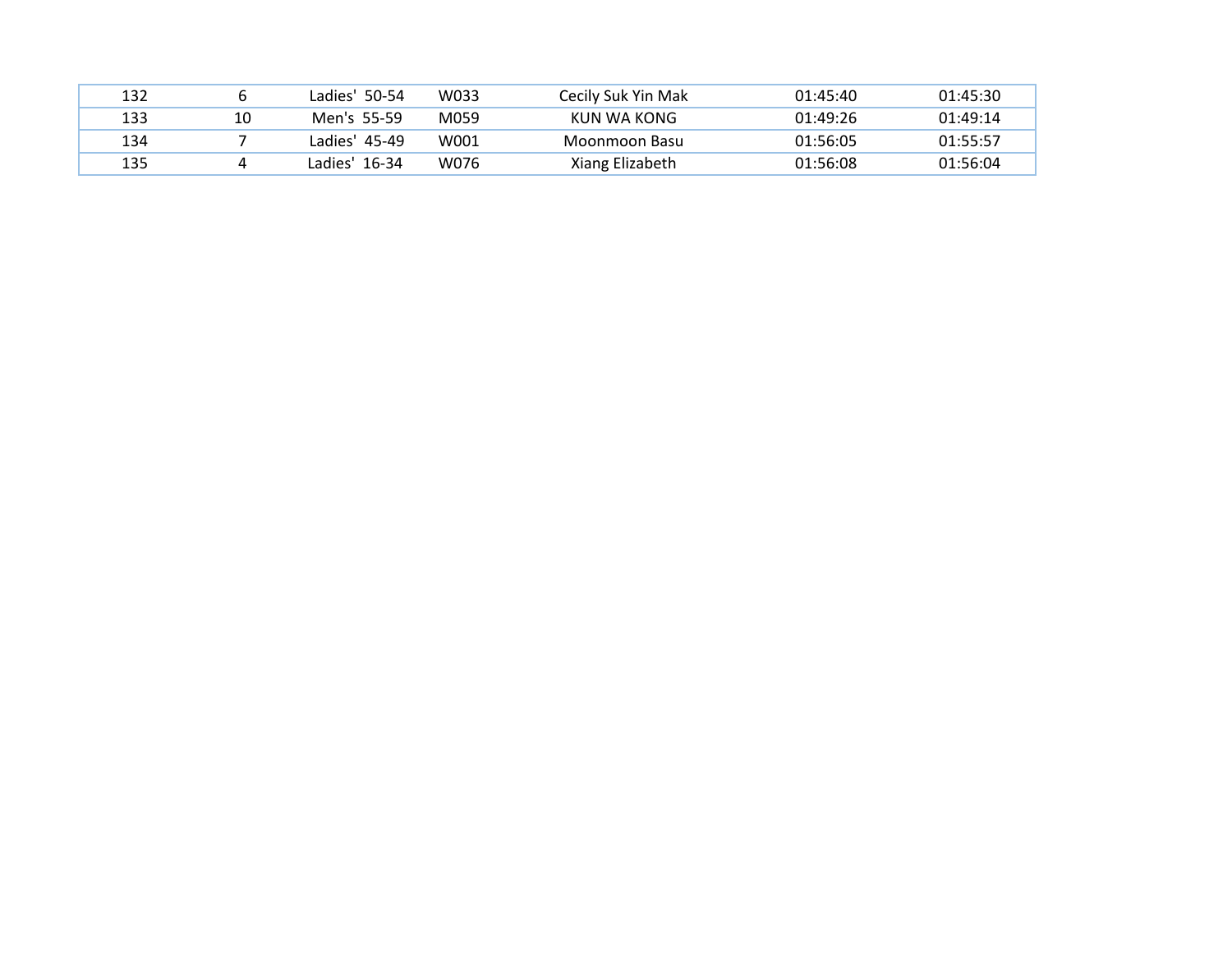| | | | | | | |
|---|---|---|---|---|---|---|
| 132 | 6 | Ladies'  50-54 | W033 | Cecily Suk Yin Mak | 01:45:40 | 01:45:30 |
| 133 | 10 | Men's  55-59 | M059 | KUN WA KONG | 01:49:26 | 01:49:14 |
| 134 | 7 | Ladies'  45-49 | W001 | Moonmoon Basu | 01:56:05 | 01:55:57 |
| 135 | 4 | Ladies'  16-34 | W076 | Xiang Elizabeth | 01:56:08 | 01:56:04 |